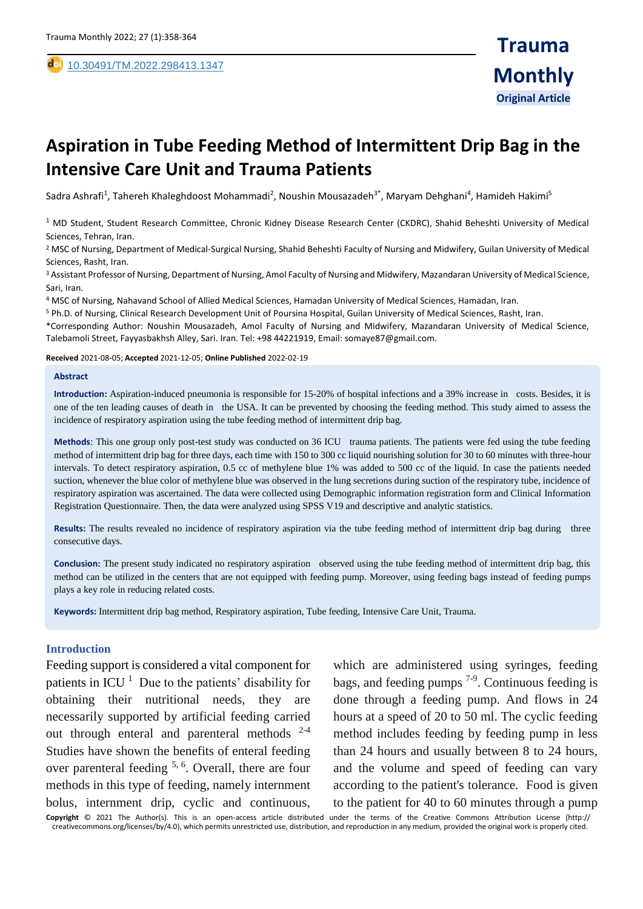10.30491/TM.2022.298413.1347

**Original Article**

# Aspiration in Tube Feeding Method of Intermittent Drip Bag in the Intensive Care Unit and Trauma Patients

Sadra Ashrafi[1], Tahereh Khaleghdoost Mohammadi[2], Noushin Mousazadeh[3*], Maryam Dehghani[4], Hamideh Hakimi[5]

[1] MD Student, Student Research Committee, Chronic Kidney Disease Research Center (CKDRC), Shahid Beheshti University of Medical Sciences, Tehran, Iran.

[2] MSC of Nursing, Department of Medical-Surgical Nursing, Shahid Beheshti Faculty of Nursing and Midwifery, Guilan University of Medical Sciences, Rasht, Iran.

[3] Assistant Professor of Nursing, Department of Nursing, Amol Faculty of Nursing and Midwifery, Mazandaran University of Medical Science, Sari, Iran.

[4] MSC of Nursing, Nahavand School of Allied Medical Sciences, Hamadan University of Medical Sciences, Hamadan, Iran.

[5] Ph.D. of Nursing, Clinical Research Development Unit of Poursina Hospital, Guilan University of Medical Sciences, Rasht, Iran.

*Corresponding Author: Noushin Mousazadeh, Amol Faculty of Nursing and Midwifery, Mazandaran University of Medical Science, Talebamoli Street, Fayyasbakhsh Alley, Sari. Iran. Tel: +98 44221919, Email: somaye87@gmail.com.

**Received** 2021-08-05; **Accepted** 2021-12-05; **Online Published** 2022-02-19

## Abstract

**Introduction:** Aspiration-induced pneumonia is responsible for 15-20% of hospital infections and a 39% increase in costs. Besides, it is one of the ten leading causes of death in the USA. It can be prevented by choosing the feeding method. This study aimed to assess the incidence of respiratory aspiration using the tube feeding method of intermittent drip bag.

**Methods**: This one group only post-test study was conducted on 36 ICU trauma patients. The patients were fed using the tube feeding method of intermittent drip bag for three days, each time with 150 to 300 cc liquid nourishing solution for 30 to 60 minutes with three-hour intervals. To detect respiratory aspiration, 0.5 cc of methylene blue 1% was added to 500 cc of the liquid. In case the patients needed suction, whenever the blue color of methylene blue was observed in the lung secretions during suction of the respiratory tube, incidence of respiratory aspiration was ascertained. The data were collected using Demographic information registration form and Clinical Information Registration Questionnaire. Then, the data were analyzed using SPSS V19 and descriptive and analytic statistics.

**Results:** The results revealed no incidence of respiratory aspiration via the tube feeding method of intermittent drip bag during three consecutive days.

**Conclusion:** The present study indicated no respiratory aspiration observed using the tube feeding method of intermittent drip bag, this method can be utilized in the centers that are not equipped with feeding pump. Moreover, using feeding bags instead of feeding pumps plays a key role in reducing related costs.

**Keywords:** Intermittent drip bag method, Respiratory aspiration, Tube feeding, Intensive Care Unit, Trauma.

## Introduction

Feeding support is considered a vital component for patients in ICU [1] Due to the patients' disability for obtaining their nutritional needs, they are necessarily supported by artificial feeding carried out through enteral and parenteral methods [2-4] Studies have shown the benefits of enteral feeding over parenteral feeding [5, 6]. Overall, there are four methods in this type of feeding, namely internment bolus, internment drip, cyclic and continuous, which are administered using syringes, feeding bags, and feeding pumps [7-9]. Continuous feeding is done through a feeding pump. And flows in 24 hours at a speed of 20 to 50 ml. The cyclic feeding method includes feeding by feeding pump in less than 24 hours and usually between 8 to 24 hours, and the volume and speed of feeding can vary according to the patient's tolerance. Food is given to the patient for 40 to 60 minutes through a pump

**Copyright** © 2021 The Author(s). This is an open-access article distributed under the terms of the Creative Commons Attribution License (http://creativecommons.org/licenses/by/4.0), which permits unrestricted use, distribution, and reproduction in any medium, provided the original work is properly cited.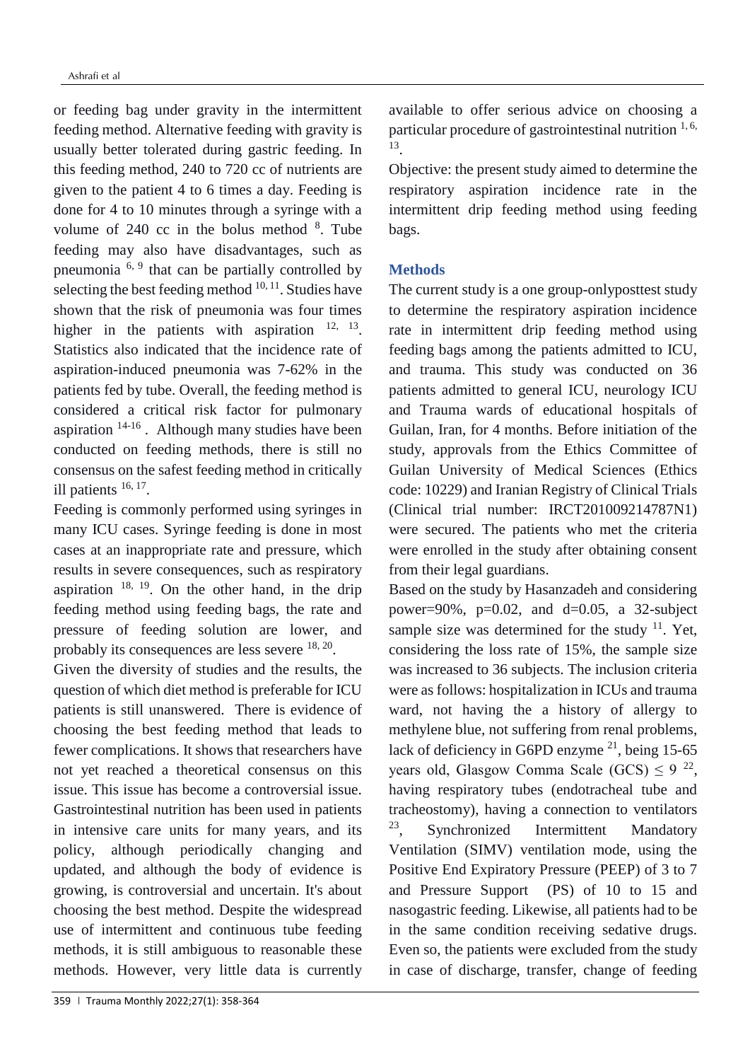or feeding bag under gravity in the intermittent feeding method. Alternative feeding with gravity is usually better tolerated during gastric feeding. In this feeding method, 240 to 720 cc of nutrients are given to the patient 4 to 6 times a day. Feeding is done for 4 to 10 minutes through a syringe with a volume of 240 cc in the bolus method [8]. Tube feeding may also have disadvantages, such as pneumonia [6, 9] that can be partially controlled by selecting the best feeding method [10, 11]. Studies have shown that the risk of pneumonia was four times higher in the patients with aspiration [12, 13]. Statistics also indicated that the incidence rate of aspiration-induced pneumonia was 7-62% in the patients fed by tube. Overall, the feeding method is considered a critical risk factor for pulmonary aspiration [14-16]. Although many studies have been conducted on feeding methods, there is still no consensus on the safest feeding method in critically ill patients [16, 17].

Feeding is commonly performed using syringes in many ICU cases. Syringe feeding is done in most cases at an inappropriate rate and pressure, which results in severe consequences, such as respiratory aspiration [18, 19]. On the other hand, in the drip feeding method using feeding bags, the rate and pressure of feeding solution are lower, and probably its consequences are less severe [18, 20].

Given the diversity of studies and the results, the question of which diet method is preferable for ICU patients is still unanswered. There is evidence of choosing the best feeding method that leads to fewer complications. It shows that researchers have not yet reached a theoretical consensus on this issue. This issue has become a controversial issue. Gastrointestinal nutrition has been used in patients in intensive care units for many years, and its policy, although periodically changing and updated, and although the body of evidence is growing, is controversial and uncertain. It's about choosing the best method. Despite the widespread use of intermittent and continuous tube feeding methods, it is still ambiguous to reasonable these methods. However, very little data is currently available to offer serious advice on choosing a particular procedure of gastrointestinal nutrition [1, 6, 13].

Objective: the present study aimed to determine the respiratory aspiration incidence rate in the intermittent drip feeding method using feeding bags.

## Methods

The current study is a one group-onlyposttest study to determine the respiratory aspiration incidence rate in intermittent drip feeding method using feeding bags among the patients admitted to ICU, and trauma. This study was conducted on 36 patients admitted to general ICU, neurology ICU and Trauma wards of educational hospitals of Guilan, Iran, for 4 months. Before initiation of the study, approvals from the Ethics Committee of Guilan University of Medical Sciences (Ethics code: 10229) and Iranian Registry of Clinical Trials (Clinical trial number: IRCT201009214787N1) were secured. The patients who met the criteria were enrolled in the study after obtaining consent from their legal guardians.

Based on the study by Hasanzadeh and considering power=90%, p=0.02, and d=0.05, a 32-subject sample size was determined for the study [11]. Yet, considering the loss rate of 15%, the sample size was increased to 36 subjects. The inclusion criteria were as follows: hospitalization in ICUs and trauma ward, not having the a history of allergy to methylene blue, not suffering from renal problems, lack of deficiency in G6PD enzyme [21], being 15-65 years old, Glasgow Comma Scale (GCS) $\leq 9$ [22], having respiratory tubes (endotracheal tube and tracheostomy), having a connection to ventilators [23], Synchronized Intermittent Mandatory Ventilation (SIMV) ventilation mode, using the Positive End Expiratory Pressure (PEEP) of 3 to 7 and Pressure Support (PS) of 10 to 15 and nasogastric feeding. Likewise, all patients had to be in the same condition receiving sedative drugs. Even so, the patients were excluded from the study in case of discharge, transfer, change of feeding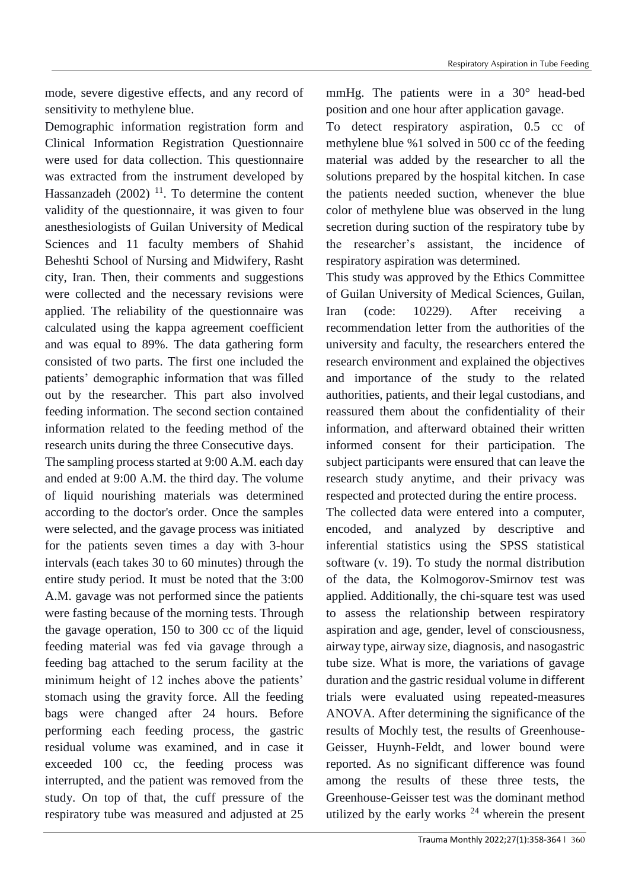mode, severe digestive effects, and any record of sensitivity to methylene blue.

Demographic information registration form and Clinical Information Registration Questionnaire were used for data collection. This questionnaire was extracted from the instrument developed by Hassanzadeh (2002) [11]. To determine the content validity of the questionnaire, it was given to four anesthesiologists of Guilan University of Medical Sciences and 11 faculty members of Shahid Beheshti School of Nursing and Midwifery, Rasht city, Iran. Then, their comments and suggestions were collected and the necessary revisions were applied. The reliability of the questionnaire was calculated using the kappa agreement coefficient and was equal to 89%. The data gathering form consisted of two parts. The first one included the patients' demographic information that was filled out by the researcher. This part also involved feeding information. The second section contained information related to the feeding method of the research units during the three Consecutive days.

The sampling process started at 9:00 A.M. each day and ended at 9:00 A.M. the third day. The volume of liquid nourishing materials was determined according to the doctor's order. Once the samples were selected, and the gavage process was initiated for the patients seven times a day with 3-hour intervals (each takes 30 to 60 minutes) through the entire study period. It must be noted that the 3:00 A.M. gavage was not performed since the patients were fasting because of the morning tests. Through the gavage operation, 150 to 300 cc of the liquid feeding material was fed via gavage through a feeding bag attached to the serum facility at the minimum height of 12 inches above the patients' stomach using the gravity force. All the feeding bags were changed after 24 hours. Before performing each feeding process, the gastric residual volume was examined, and in case it exceeded 100 cc, the feeding process was interrupted, and the patient was removed from the study. On top of that, the cuff pressure of the respiratory tube was measured and adjusted at 25 mmHg. The patients were in a 30° head-bed position and one hour after application gavage.

To detect respiratory aspiration, 0.5 cc of methylene blue %1 solved in 500 cc of the feeding material was added by the researcher to all the solutions prepared by the hospital kitchen. In case the patients needed suction, whenever the blue color of methylene blue was observed in the lung secretion during suction of the respiratory tube by the researcher's assistant, the incidence of respiratory aspiration was determined.

This study was approved by the Ethics Committee of Guilan University of Medical Sciences, Guilan, Iran (code: 10229). After receiving a recommendation letter from the authorities of the university and faculty, the researchers entered the research environment and explained the objectives and importance of the study to the related authorities, patients, and their legal custodians, and reassured them about the confidentiality of their information, and afterward obtained their written informed consent for their participation. The subject participants were ensured that can leave the research study anytime, and their privacy was respected and protected during the entire process.

The collected data were entered into a computer, encoded, and analyzed by descriptive and inferential statistics using the SPSS statistical software (v. 19). To study the normal distribution of the data, the Kolmogorov-Smirnov test was applied. Additionally, the chi-square test was used to assess the relationship between respiratory aspiration and age, gender, level of consciousness, airway type, airway size, diagnosis, and nasogastric tube size. What is more, the variations of gavage duration and the gastric residual volume in different trials were evaluated using repeated-measures ANOVA. After determining the significance of the results of Mochly test, the results of Greenhouse-Geisser, Huynh-Feldt, and lower bound were reported. As no significant difference was found among the results of these three tests, the Greenhouse-Geisser test was the dominant method utilized by the early works [24] wherein the present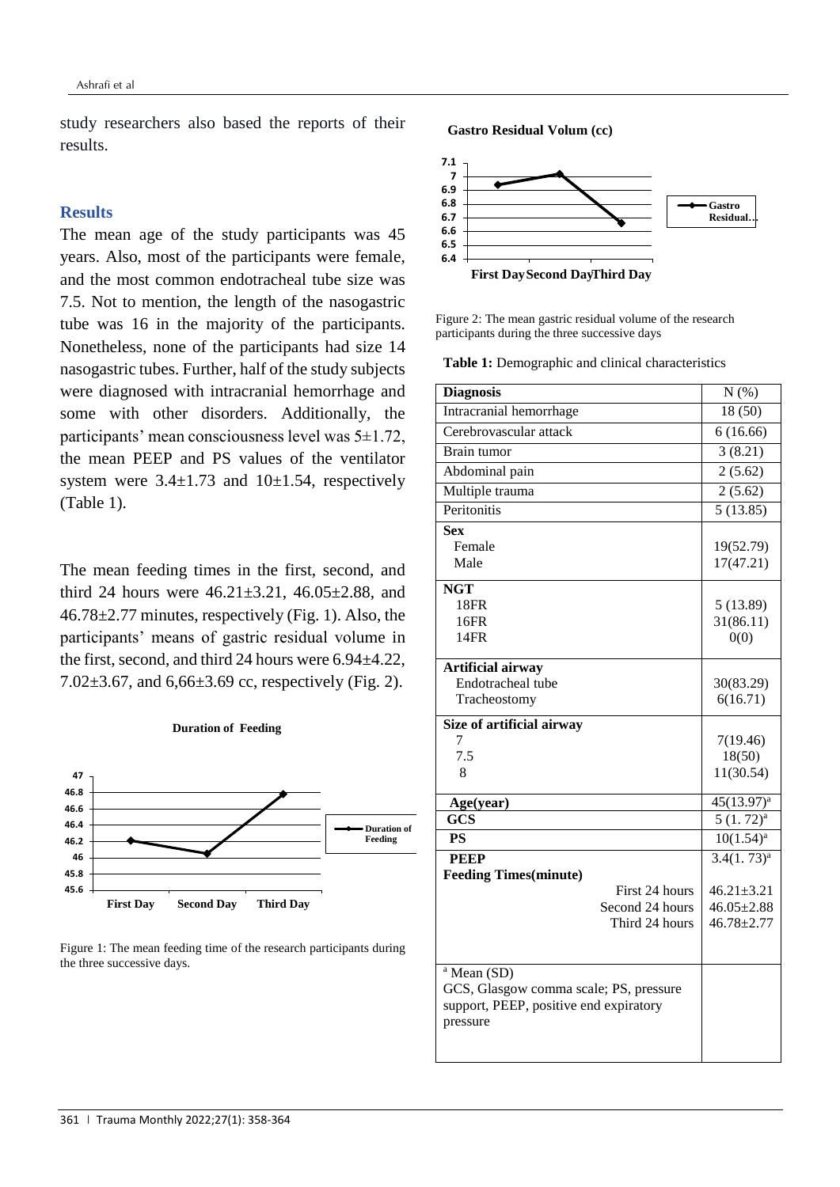study researchers also based the reports of their results.

## Results

The mean age of the study participants was 45 years. Also, most of the participants were female, and the most common endotracheal tube size was 7.5. Not to mention, the length of the nasogastric tube was 16 in the majority of the participants. Nonetheless, none of the participants had size 14 nasogastric tubes. Further, half of the study subjects were diagnosed with intracranial hemorrhage and some with other disorders. Additionally, the participants' mean consciousness level was 5±1.72, the mean PEEP and PS values of the ventilator system were 3.4±1.73 and 10±1.54, respectively (Table 1).

The mean feeding times in the first, second, and third 24 hours were 46.21±3.21, 46.05±2.88, and 46.78±2.77 minutes, respectively (Fig. 1). Also, the participants' means of gastric residual volume in the first, second, and third 24 hours were 6.94±4.22, 7.02±3.67, and 6,66±3.69 cc, respectively (Fig. 2).

Figure 1: The mean feeding time of the research participants during the three successive days.

Figure 2: The mean gastric residual volume of the research participants during the three successive days

**Table 1:** Demographic and clinical characteristics

| **Diagnosis** | N (%) |
|---|---|
| Intracranial hemorrhage | 18 (50) |
| Cerebrovascular attack | 6 (16.66) |
| Brain tumor | 3 (8.21) |
| Abdominal pain | 2 (5.62) |
| Multiple trauma | 2 (5.62) |
| Peritonitis | 5 (13.85) |
| **Sex** | |
| Female | 19(52.79) |
| Male | 17(47.21) |
| **NGT** | |
| 18FR | 5 (13.89) |
| 16FR | 31(86.11) |
| 14FR | 0(0) |
| **Artificial airway** | |
| Endotracheal tube | 30(83.29) |
| Tracheostomy | 6(16.71) |
| **Size of artificial airway** | |
| 7 | 7(19.46) |
| 7.5 | 18(50) |
| 8 | 11(30.54) |
| **Age(year)** | 45(13.97)[a] |
| **GCS** | 5 (1. 72)[a] |
| **PS** | 10(1.54)[a] |
| **PEEP** | 3.4(1. 73)[a] |
| **Feeding Times(minute)** | |
| First 24 hours | 46.21±3.21 |
| Second 24 hours | 46.05±2.88 |
| Third 24 hours | 46.78±2.77 |

[a] Mean (SD)
GCS, Glasgow comma scale; PS, pressure support, PEEP, positive end expiratory pressure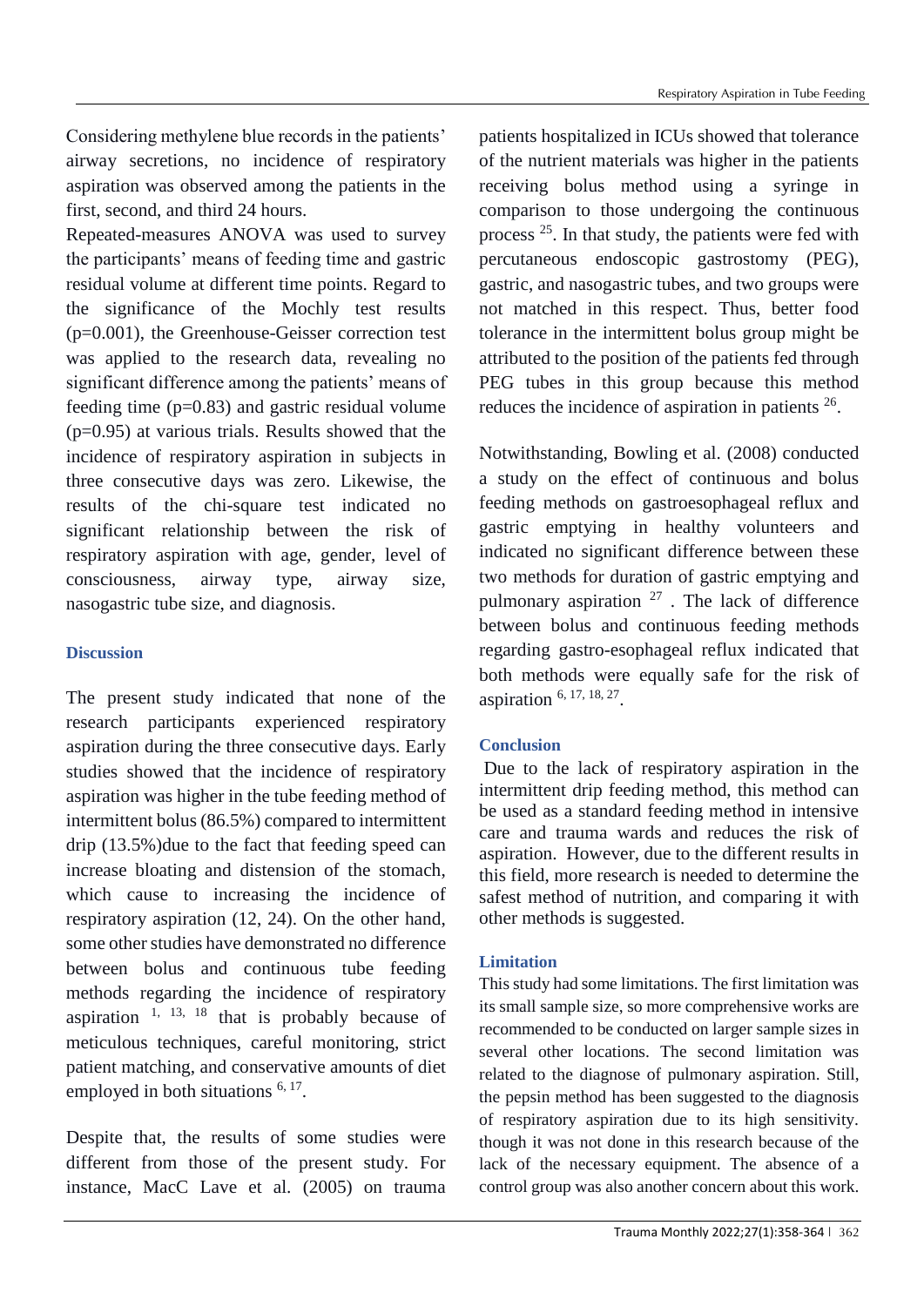Considering methylene blue records in the patients' airway secretions, no incidence of respiratory aspiration was observed among the patients in the first, second, and third 24 hours.

Repeated-measures ANOVA was used to survey the participants' means of feeding time and gastric residual volume at different time points. Regard to the significance of the Mochly test results (p=0.001), the Greenhouse-Geisser correction test was applied to the research data, revealing no significant difference among the patients' means of feeding time (p=0.83) and gastric residual volume (p=0.95) at various trials. Results showed that the incidence of respiratory aspiration in subjects in three consecutive days was zero. Likewise, the results of the chi-square test indicated no significant relationship between the risk of respiratory aspiration with age, gender, level of consciousness, airway type, airway size, nasogastric tube size, and diagnosis.

## Discussion

The present study indicated that none of the research participants experienced respiratory aspiration during the three consecutive days. Early studies showed that the incidence of respiratory aspiration was higher in the tube feeding method of intermittent bolus (86.5%) compared to intermittent drip (13.5%)due to the fact that feeding speed can increase bloating and distension of the stomach, which cause to increasing the incidence of respiratory aspiration (12, 24). On the other hand, some other studies have demonstrated no difference between bolus and continuous tube feeding methods regarding the incidence of respiratory aspiration [1, 13, 18] that is probably because of meticulous techniques, careful monitoring, strict patient matching, and conservative amounts of diet employed in both situations [6, 17].

Despite that, the results of some studies were different from those of the present study. For instance, MacC Lave et al. (2005) on trauma patients hospitalized in ICUs showed that tolerance of the nutrient materials was higher in the patients receiving bolus method using a syringe in comparison to those undergoing the continuous process [25]. In that study, the patients were fed with percutaneous endoscopic gastrostomy (PEG), gastric, and nasogastric tubes, and two groups were not matched in this respect. Thus, better food tolerance in the intermittent bolus group might be attributed to the position of the patients fed through PEG tubes in this group because this method reduces the incidence of aspiration in patients [26].

Notwithstanding, Bowling et al. (2008) conducted a study on the effect of continuous and bolus feeding methods on gastroesophageal reflux and gastric emptying in healthy volunteers and indicated no significant difference between these two methods for duration of gastric emptying and pulmonary aspiration [27]. The lack of difference between bolus and continuous feeding methods regarding gastro-esophageal reflux indicated that both methods were equally safe for the risk of aspiration [6, 17, 18, 27].

## Conclusion

Due to the lack of respiratory aspiration in the intermittent drip feeding method, this method can be used as a standard feeding method in intensive care and trauma wards and reduces the risk of aspiration. However, due to the different results in this field, more research is needed to determine the safest method of nutrition, and comparing it with other methods is suggested.

## Limitation

This study had some limitations. The first limitation was its small sample size, so more comprehensive works are recommended to be conducted on larger sample sizes in several other locations. The second limitation was related to the diagnose of pulmonary aspiration. Still, the pepsin method has been suggested to the diagnosis of respiratory aspiration due to its high sensitivity. though it was not done in this research because of the lack of the necessary equipment. The absence of a control group was also another concern about this work.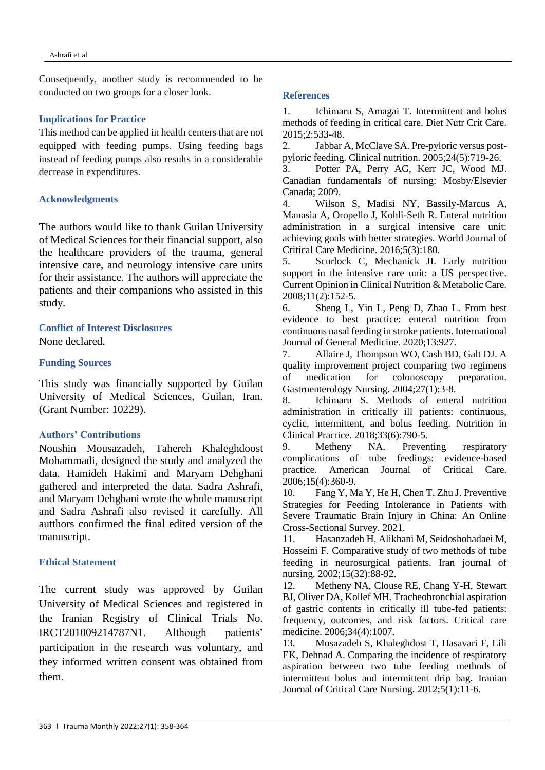Consequently, another study is recommended to be conducted on two groups for a closer look.

### Implications for Practice

This method can be applied in health centers that are not equipped with feeding pumps. Using feeding bags instead of feeding pumps also results in a considerable decrease in expenditures.

### Acknowledgments

The authors would like to thank Guilan University of Medical Sciences for their financial support, also the healthcare providers of the trauma, general intensive care, and neurology intensive care units for their assistance. The authors will appreciate the patients and their companions who assisted in this study.

### Conflict of Interest Disclosures

None declared.

### Funding Sources

This study was financially supported by Guilan University of Medical Sciences, Guilan, Iran. (Grant Number: 10229).

### Authors' Contributions

Noushin Mousazadeh, Tahereh Khaleghdoost Mohammadi, designed the study and analyzed the data. Hamideh Hakimi and Maryam Dehghani gathered and interpreted the data. Sadra Ashrafi, and Maryam Dehghani wrote the whole manuscript and Sadra Ashrafi also revised it carefully. All autthors confirmed the final edited version of the manuscript.

### Ethical Statement

The current study was approved by Guilan University of Medical Sciences and registered in the Iranian Registry of Clinical Trials No. IRCT201009214787N1. Although patients' participation in the research was voluntary, and they informed written consent was obtained from them.

### References

1. Ichimaru S, Amagai T. Intermittent and bolus methods of feeding in critical care. Diet Nutr Crit Care. 2015;2:533-48.
2. Jabbar A, McClave SA. Pre-pyloric versus post-pyloric feeding. Clinical nutrition. 2005;24(5):719-26.
3. Potter PA, Perry AG, Kerr JC, Wood MJ. Canadian fundamentals of nursing: Mosby/Elsevier Canada; 2009.
4. Wilson S, Madisi NY, Bassily-Marcus A, Manasia A, Oropello J, Kohli-Seth R. Enteral nutrition administration in a surgical intensive care unit: achieving goals with better strategies. World Journal of Critical Care Medicine. 2016;5(3):180.
5. Scurlock C, Mechanick JI. Early nutrition support in the intensive care unit: a US perspective. Current Opinion in Clinical Nutrition & Metabolic Care. 2008;11(2):152-5.
6. Sheng L, Yin L, Peng D, Zhao L. From best evidence to best practice: enteral nutrition from continuous nasal feeding in stroke patients. International Journal of General Medicine. 2020;13:927.
7. Allaire J, Thompson WO, Cash BD, Galt DJ. A quality improvement project comparing two regimens of medication for colonoscopy preparation. Gastroenterology Nursing. 2004;27(1):3-8.
8. Ichimaru S. Methods of enteral nutrition administration in critically ill patients: continuous, cyclic, intermittent, and bolus feeding. Nutrition in Clinical Practice. 2018;33(6):790-5.
9. Metheny NA. Preventing respiratory complications of tube feedings: evidence-based practice. American Journal of Critical Care. 2006;15(4):360-9.
10. Fang Y, Ma Y, He H, Chen T, Zhu J. Preventive Strategies for Feeding Intolerance in Patients with Severe Traumatic Brain Injury in China: An Online Cross-Sectional Survey. 2021.
11. Hasanzadeh H, Alikhani M, Seidoshohadaei M, Hosseini F. Comparative study of two methods of tube feeding in neurosurgical patients. Iran journal of nursing. 2002;15(32):88-92.
12. Metheny NA, Clouse RE, Chang Y-H, Stewart BJ, Oliver DA, Kollef MH. Tracheobronchial aspiration of gastric contents in critically ill tube-fed patients: frequency, outcomes, and risk factors. Critical care medicine. 2006;34(4):1007.
13. Mosazadeh S, Khaleghdost T, Hasavari F, Lili EK, Dehnad A. Comparing the incidence of respiratory aspiration between two tube feeding methods of intermittent bolus and intermittent drip bag. Iranian Journal of Critical Care Nursing. 2012;5(1):11-6.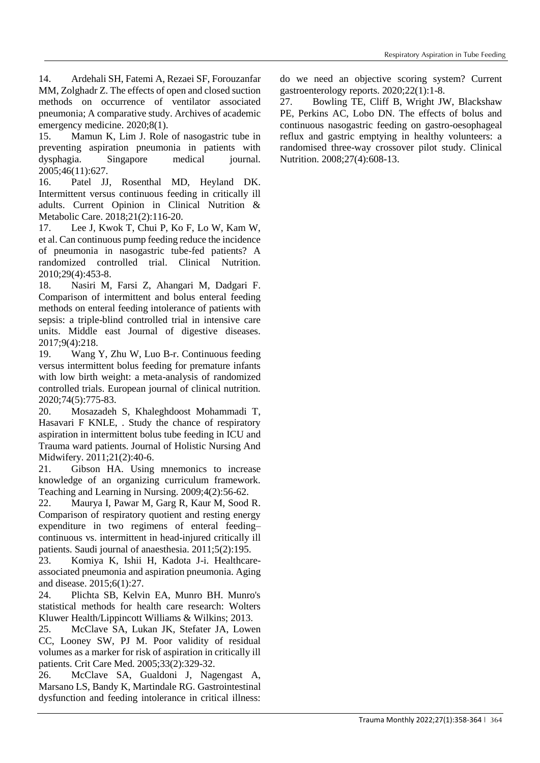14. Ardehali SH, Fatemi A, Rezaei SF, Forouzanfar MM, Zolghadr Z. The effects of open and closed suction methods on occurrence of ventilator associated pneumonia; A comparative study. Archives of academic emergency medicine. 2020;8(1).

15. Mamun K, Lim J. Role of nasogastric tube in preventing aspiration pneumonia in patients with dysphagia. Singapore medical journal. 2005;46(11):627.

16. Patel JJ, Rosenthal MD, Heyland DK. Intermittent versus continuous feeding in critically ill adults. Current Opinion in Clinical Nutrition & Metabolic Care. 2018;21(2):116-20.

17. Lee J, Kwok T, Chui P, Ko F, Lo W, Kam W, et al. Can continuous pump feeding reduce the incidence of pneumonia in nasogastric tube-fed patients? A randomized controlled trial. Clinical Nutrition. 2010;29(4):453-8.

18. Nasiri M, Farsi Z, Ahangari M, Dadgari F. Comparison of intermittent and bolus enteral feeding methods on enteral feeding intolerance of patients with sepsis: a triple-blind controlled trial in intensive care units. Middle east Journal of digestive diseases. 2017;9(4):218.

19. Wang Y, Zhu W, Luo B-r. Continuous feeding versus intermittent bolus feeding for premature infants with low birth weight: a meta-analysis of randomized controlled trials. European journal of clinical nutrition. 2020;74(5):775-83.

20. Mosazadeh S, Khaleghdoost Mohammadi T, Hasavari F KNLE, . Study the chance of respiratory aspiration in intermittent bolus tube feeding in ICU and Trauma ward patients. Journal of Holistic Nursing And Midwifery. 2011;21(2):40-6.

21. Gibson HA. Using mnemonics to increase knowledge of an organizing curriculum framework. Teaching and Learning in Nursing. 2009;4(2):56-62.

22. Maurya I, Pawar M, Garg R, Kaur M, Sood R. Comparison of respiratory quotient and resting energy expenditure in two regimens of enteral feeding– continuous vs. intermittent in head-injured critically ill patients. Saudi journal of anaesthesia. 2011;5(2):195.

23. Komiya K, Ishii H, Kadota J-i. Healthcare-associated pneumonia and aspiration pneumonia. Aging and disease. 2015;6(1):27.

24. Plichta SB, Kelvin EA, Munro BH. Munro's statistical methods for health care research: Wolters Kluwer Health/Lippincott Williams & Wilkins; 2013.

25. McClave SA, Lukan JK, Stefater JA, Lowen CC, Looney SW, PJ M. Poor validity of residual volumes as a marker for risk of aspiration in critically ill patients. Crit Care Med. 2005;33(2):329-32.

26. McClave SA, Gualdoni J, Nagengast A, Marsano LS, Bandy K, Martindale RG. Gastrointestinal dysfunction and feeding intolerance in critical illness: do we need an objective scoring system? Current gastroenterology reports. 2020;22(1):1-8.

27. Bowling TE, Cliff B, Wright JW, Blackshaw PE, Perkins AC, Lobo DN. The effects of bolus and continuous nasogastric feeding on gastro-oesophageal reflux and gastric emptying in healthy volunteers: a randomised three-way crossover pilot study. Clinical Nutrition. 2008;27(4):608-13.